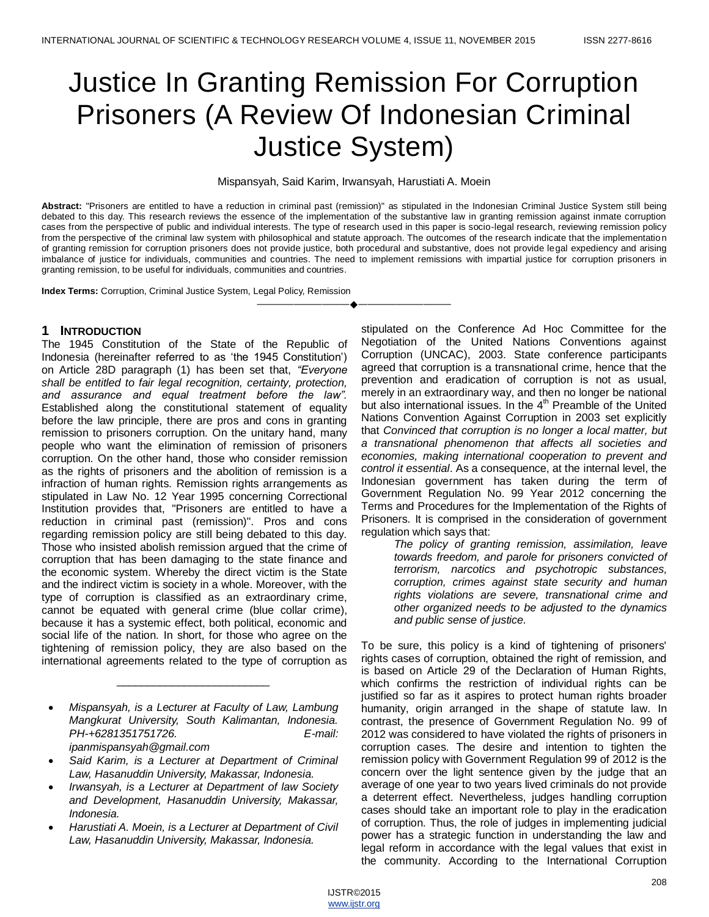# Justice In Granting Remission For Corruption Prisoners (A Review Of Indonesian Criminal Justice System)

Mispansyah, Said Karim, Irwansyah, Harustiati A. Moein

**Abstract:** "Prisoners are entitled to have a reduction in criminal past (remission)" as stipulated in the Indonesian Criminal Justice System still being debated to this day. This research reviews the essence of the implementation of the substantive law in granting remission against inmate corruption cases from the perspective of public and individual interests. The type of research used in this paper is socio-legal research, reviewing remission policy from the perspective of the criminal law system with philosophical and statute approach. The outcomes of the research indicate that the implementation of granting remission for corruption prisoners does not provide justice, both procedural and substantive, does not provide legal expediency and arising imbalance of justice for individuals, communities and countries. The need to implement remissions with impartial justice for corruption prisoners in granting remission, to be useful for individuals, communities and countries.

**Index Terms:** Corruption, Criminal Justice System, Legal Policy, Remission

---

- *Mispansyah, is a Lecturer at Faculty of Law, Lambung Mangkurat University, South Kalimantan, Indonesia. PH-+6281351751726. E-mail: ipanmispansyah@gmail.com*
- *Said Karim, is a Lecturer at Department of Criminal Law, Hasanuddin University, Makassar, Indonesia.*
- *Irwansyah, is a Lecturer at Department of law Society and Development, Hasanuddin University, Makassar, Indonesia.*
- *Harustiati A. Moein, is a Lecturer at Department of Civil Law, Hasanuddin University, Makassar, Indonesia.*

## 1 Introduction

The 1945 Constitution of the State of the Republic of Indonesia (hereinafter referred to as 'the 1945 Constitution') on Article 28D paragraph (1) has been set that, *"Everyone shall be entitled to fair legal recognition, certainty, protection, and assurance and equal treatment before the law".* Established along the constitutional statement of equality before the law principle, there are pros and cons in granting remission to prisoners corruption. On the unitary hand, many people who want the elimination of remission of prisoners corruption. On the other hand, those who consider remission as the rights of prisoners and the abolition of remission is a infraction of human rights. Remission rights arrangements as stipulated in Law No. 12 Year 1995 concerning Correctional Institution provides that, "Prisoners are entitled to have a reduction in criminal past (remission)". Pros and cons regarding remission policy are still being debated to this day. Those who insisted abolish remission argued that the crime of corruption that has been damaging to the state finance and the economic system. Whereby the direct victim is the State and the indirect victim is society in a whole. Moreover, with the type of corruption is classified as an extraordinary crime, cannot be equated with general crime (blue collar crime), because it has a systemic effect, both political, economic and social life of the nation. In short, for those who agree on the tightening of remission policy, they are also based on the international agreements related to the type of corruption as stipulated on the Conference Ad Hoc Committee for the Negotiation of the United Nations Conventions against Corruption (UNCAC), 2003. State conference participants agreed that corruption is a transnational crime, hence that the prevention and eradication of corruption is not as usual, merely in an extraordinary way, and then no longer be national but also international issues. In the 4th Preamble of the United Nations Convention Against Corruption in 2003 set explicitly that *Convinced that corruption is no longer a local matter, but a transnational phenomenon that affects all societies and economies, making international cooperation to prevent and control it essential*. As a consequence, at the internal level, the Indonesian government has taken during the term of Government Regulation No. 99 Year 2012 concerning the Terms and Procedures for the Implementation of the Rights of Prisoners. It is comprised in the consideration of government regulation which says that:

> *The policy of granting remission, assimilation, leave towards freedom, and parole for prisoners convicted of terrorism, narcotics and psychotropic substances, corruption, crimes against state security and human rights violations are severe, transnational crime and other organized needs to be adjusted to the dynamics and public sense of justice.*

To be sure, this policy is a kind of tightening of prisoners' rights cases of corruption, obtained the right of remission, and is based on Article 29 of the Declaration of Human Rights, which confirms the restriction of individual rights can be justified so far as it aspires to protect human rights broader humanity, origin arranged in the shape of statute law. In contrast, the presence of Government Regulation No. 99 of 2012 was considered to have violated the rights of prisoners in corruption cases. The desire and intention to tighten the remission policy with Government Regulation 99 of 2012 is the concern over the light sentence given by the judge that an average of one year to two years lived criminals do not provide a deterrent effect. Nevertheless, judges handling corruption cases should take an important role to play in the eradication of corruption. Thus, the role of judges in implementing judicial power has a strategic function in understanding the law and legal reform in accordance with the legal values that exist in the community. According to the International Corruption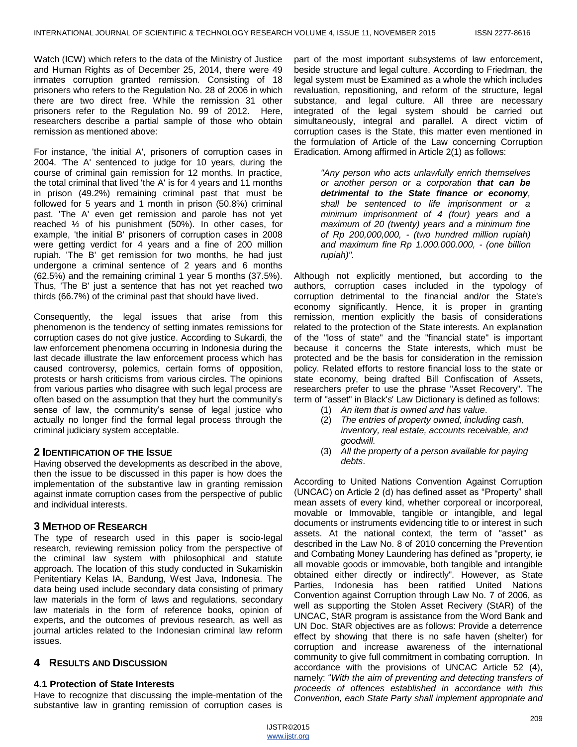Watch (ICW) which refers to the data of the Ministry of Justice and Human Rights as of December 25, 2014, there were 49 inmates corruption granted remission. Consisting of 18 prisoners who refers to the Regulation No. 28 of 2006 in which there are two direct free. While the remission 31 other prisoners refer to the Regulation No. 99 of 2012. Here, researchers describe a partial sample of those who obtain remission as mentioned above:

For instance, 'the initial A', prisoners of corruption cases in 2004. 'The A' sentenced to judge for 10 years, during the course of criminal gain remission for 12 months. In practice, the total criminal that lived 'the A' is for 4 years and 11 months in prison (49.2%) remaining criminal past that must be followed for 5 years and 1 month in prison (50.8%) criminal past. 'The A' even get remission and parole has not yet reached ½ of his punishment (50%). In other cases, for example, 'the initial B' prisoners of corruption cases in 2008 were getting verdict for 4 years and a fine of 200 million rupiah. 'The B' get remission for two months, he had just undergone a criminal sentence of 2 years and 6 months (62.5%) and the remaining criminal 1 year 5 months (37.5%). Thus, 'The B' just a sentence that has not yet reached two thirds (66.7%) of the criminal past that should have lived.

Consequently, the legal issues that arise from this phenomenon is the tendency of setting inmates remissions for corruption cases do not give justice. According to Sukardi, the law enforcement phenomena occurring in Indonesia during the last decade illustrate the law enforcement process which has caused controversy, polemics, certain forms of opposition, protests or harsh criticisms from various circles. The opinions from various parties who disagree with such legal process are often based on the assumption that they hurt the community's sense of law, the community's sense of legal justice who actually no longer find the formal legal process through the criminal judiciary system acceptable.

## 2 Identification of the Issue

Having observed the developments as described in the above, then the issue to be discussed in this paper is how does the implementation of the substantive law in granting remission against inmate corruption cases from the perspective of public and individual interests.

## 3 Method of Research

The type of research used in this paper is socio-legal research, reviewing remission policy from the perspective of the criminal law system with philosophical and statute approach. The location of this study conducted in Sukamiskin Penitentiary Kelas IA, Bandung, West Java, Indonesia. The data being used include secondary data consisting of primary law materials in the form of laws and regulations, secondary law materials in the form of reference books, opinion of experts, and the outcomes of previous research, as well as journal articles related to the Indonesian criminal law reform issues.

## 4 Results and Discussion

### 4.1 Protection of State Interests

Have to recognize that discussing the imple-mentation of the substantive law in granting remission of corruption cases is part of the most important subsystems of law enforcement, beside structure and legal culture. According to Friedman, the legal system must be Examined as a whole the which includes revaluation, repositioning, and reform of the structure, legal substance, and legal culture. All three are necessary integrated of the legal system should be carried out simultaneously, integral and parallel. A direct victim of corruption cases is the State, this matter even mentioned in the formulation of Article of the Law concerning Corruption Eradication. Among affirmed in Article 2(1) as follows:

> *"Any person who acts unlawfully enrich themselves or another person or a corporation* ***that can be detrimental to the State finance or economy****, shall be sentenced to life imprisonment or a minimum imprisonment of 4 (four) years and a maximum of 20 (twenty) years and a minimum fine of Rp 200,000,000, - (two hundred million rupiah) and maximum fine Rp 1.000.000.000, - (one billion rupiah)".*

Although not explicitly mentioned, but according to the authors, corruption cases included in the typology of corruption detrimental to the financial and/or the State's economy significantly. Hence, it is proper in granting remission, mention explicitly the basis of considerations related to the protection of the State interests. An explanation of the "loss of state" and the "financial state" is important because it concerns the State interests, which must be protected and be the basis for consideration in the remission policy. Related efforts to restore financial loss to the state or state economy, being drafted Bill Confiscation of Assets, researchers prefer to use the phrase "Asset Recovery". The term of "asset" in Black's' Law Dictionary is defined as follows:

1. *An item that is owned and has value*.
2. *The entries of property owned, including cash, inventory, real estate, accounts receivable, and goodwill.*
3. *All the property of a person available for paying debts*.

According to United Nations Convention Against Corruption (UNCAC) on Article 2 (d) has defined asset as "Property" shall mean assets of every kind, whether corporeal or incorporeal, movable or Immovable, tangible or intangible, and legal documents or instruments evidencing title to or interest in such assets. At the national context, the term of "asset" as described in the Law No. 8 of 2010 concerning the Prevention and Combating Money Laundering has defined as "property, ie all movable goods or immovable, both tangible and intangible obtained either directly or indirectly". However, as State Parties, Indonesia has been ratified United Nations Convention against Corruption through Law No. 7 of 2006, as well as supporting the Stolen Asset Recivery (StAR) of the UNCAC, StAR program is assistance from the Word Bank and UN Doc. StAR objectives are as follows: Provide a deterrence effect by showing that there is no safe haven (shelter) for corruption and increase awareness of the international community to give full commitment in combating corruption. In accordance with the provisions of UNCAC Article 52 (4), namely: "*With the aim of preventing and detecting transfers of proceeds of offences established in accordance with this Convention, each State Party shall implement appropriate and*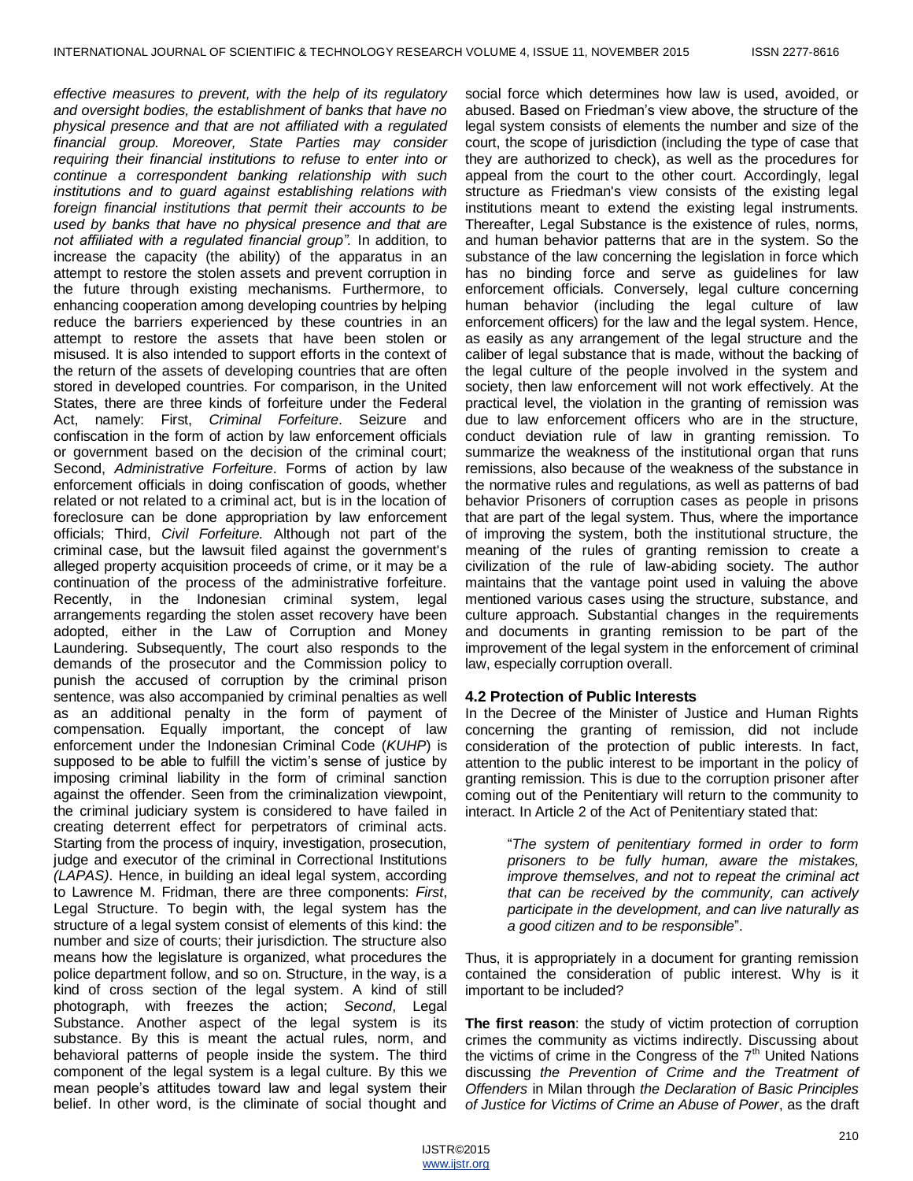*effective measures to prevent, with the help of its regulatory and oversight bodies, the establishment of banks that have no physical presence and that are not affiliated with a regulated financial group. Moreover, State Parties may consider requiring their financial institutions to refuse to enter into or continue a correspondent banking relationship with such institutions and to guard against establishing relations with foreign financial institutions that permit their accounts to be used by banks that have no physical presence and that are not affiliated with a regulated financial group".* In addition, to increase the capacity (the ability) of the apparatus in an attempt to restore the stolen assets and prevent corruption in the future through existing mechanisms. Furthermore, to enhancing cooperation among developing countries by helping reduce the barriers experienced by these countries in an attempt to restore the assets that have been stolen or misused. It is also intended to support efforts in the context of the return of the assets of developing countries that are often stored in developed countries. For comparison, in the United States, there are three kinds of forfeiture under the Federal Act, namely: First, *Criminal Forfeiture*. Seizure and confiscation in the form of action by law enforcement officials or government based on the decision of the criminal court; Second, *Administrative Forfeiture*. Forms of action by law enforcement officials in doing confiscation of goods, whether related or not related to a criminal act, but is in the location of foreclosure can be done appropriation by law enforcement officials; Third, *Civil Forfeiture.* Although not part of the criminal case, but the lawsuit filed against the government's alleged property acquisition proceeds of crime, or it may be a continuation of the process of the administrative forfeiture. Recently, in the Indonesian criminal system, legal arrangements regarding the stolen asset recovery have been adopted, either in the Law of Corruption and Money Laundering. Subsequently, The court also responds to the demands of the prosecutor and the Commission policy to punish the accused of corruption by the criminal prison sentence, was also accompanied by criminal penalties as well as an additional penalty in the form of payment of compensation. Equally important, the concept of law enforcement under the Indonesian Criminal Code (*KUHP*) is supposed to be able to fulfill the victim's sense of justice by imposing criminal liability in the form of criminal sanction against the offender. Seen from the criminalization viewpoint, the criminal judiciary system is considered to have failed in creating deterrent effect for perpetrators of criminal acts. Starting from the process of inquiry, investigation, prosecution, judge and executor of the criminal in Correctional Institutions *(LAPAS)*. Hence, in building an ideal legal system, according to Lawrence M. Fridman, there are three components: *First*, Legal Structure. To begin with, the legal system has the structure of a legal system consist of elements of this kind: the number and size of courts; their jurisdiction. The structure also means how the legislature is organized, what procedures the police department follow, and so on. Structure, in the way, is a kind of cross section of the legal system. A kind of still photograph, with freezes the action; *Second*, Legal Substance. Another aspect of the legal system is its substance. By this is meant the actual rules, norm, and behavioral patterns of people inside the system. The third component of the legal system is a legal culture. By this we mean people's attitudes toward law and legal system their belief. In other word, is the climinate of social thought and social force which determines how law is used, avoided, or abused. Based on Friedman's view above, the structure of the legal system consists of elements the number and size of the court, the scope of jurisdiction (including the type of case that they are authorized to check), as well as the procedures for appeal from the court to the other court. Accordingly, legal structure as Friedman's view consists of the existing legal institutions meant to extend the existing legal instruments. Thereafter, Legal Substance is the existence of rules, norms, and human behavior patterns that are in the system. So the substance of the law concerning the legislation in force which has no binding force and serve as guidelines for law enforcement officials. Conversely, legal culture concerning human behavior (including the legal culture of law enforcement officers) for the law and the legal system. Hence, as easily as any arrangement of the legal structure and the caliber of legal substance that is made, without the backing of the legal culture of the people involved in the system and society, then law enforcement will not work effectively. At the practical level, the violation in the granting of remission was due to law enforcement officers who are in the structure, conduct deviation rule of law in granting remission. To summarize the weakness of the institutional organ that runs remissions, also because of the weakness of the substance in the normative rules and regulations, as well as patterns of bad behavior Prisoners of corruption cases as people in prisons that are part of the legal system. Thus, where the importance of improving the system, both the institutional structure, the meaning of the rules of granting remission to create a civilization of the rule of law-abiding society. The author maintains that the vantage point used in valuing the above mentioned various cases using the structure, substance, and culture approach. Substantial changes in the requirements and documents in granting remission to be part of the improvement of the legal system in the enforcement of criminal law, especially corruption overall.

### 4.2 Protection of Public Interests

In the Decree of the Minister of Justice and Human Rights concerning the granting of remission, did not include consideration of the protection of public interests. In fact, attention to the public interest to be important in the policy of granting remission. This is due to the corruption prisoner after coming out of the Penitentiary will return to the community to interact. In Article 2 of the Act of Penitentiary stated that:

> "*The system of penitentiary formed in order to form prisoners to be fully human, aware the mistakes, improve themselves, and not to repeat the criminal act that can be received by the community, can actively participate in the development, and can live naturally as a good citizen and to be responsible*".

Thus, it is appropriately in a document for granting remission contained the consideration of public interest. Why is it important to be included?

**The first reason**: the study of victim protection of corruption crimes the community as victims indirectly. Discussing about the victims of crime in the Congress of the 7th United Nations discussing *the Prevention of Crime and the Treatment of Offenders* in Milan through *the Declaration of Basic Principles of Justice for Victims of Crime an Abuse of Power*, as the draft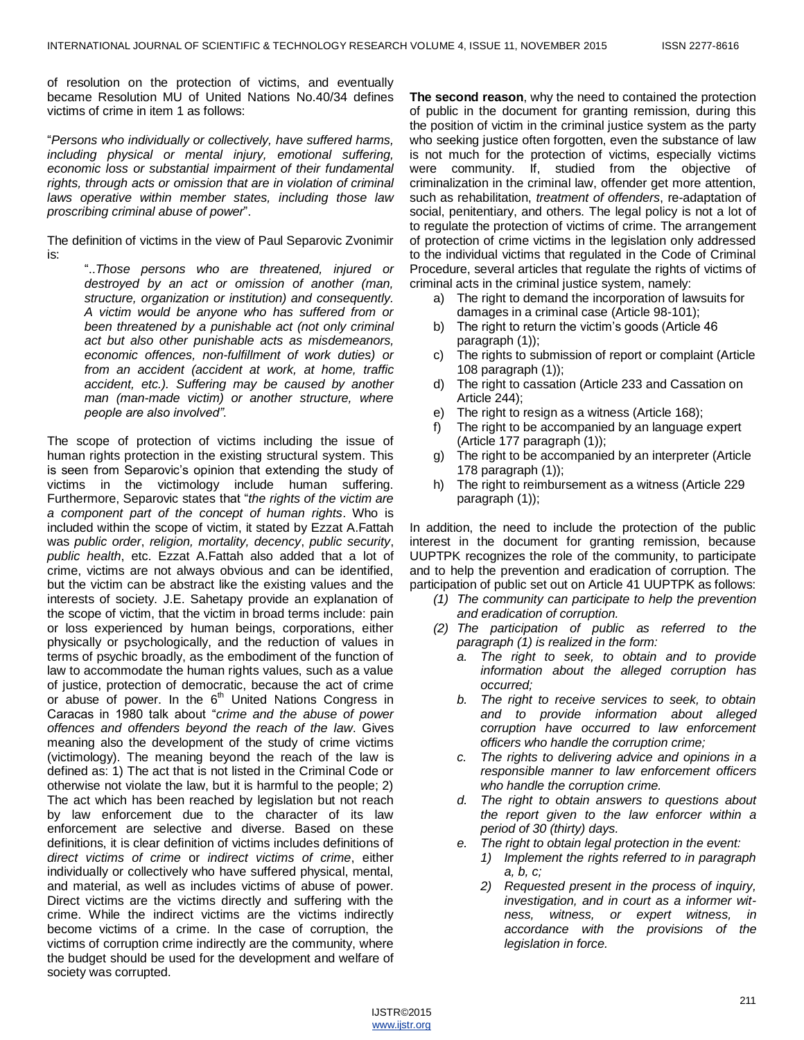of resolution on the protection of victims, and eventually became Resolution MU of United Nations No.40/34 defines victims of crime in item 1 as follows:

"*Persons who individually or collectively, have suffered harms, including physical or mental injury, emotional suffering, economic loss or substantial impairment of their fundamental rights, through acts or omission that are in violation of criminal laws operative within member states, including those law proscribing criminal abuse of power*".

The definition of victims in the view of Paul Separovic Zvonimir is:

> "..*Those persons who are threatened, injured or destroyed by an act or omission of another (man, structure, organization or institution) and consequently. A victim would be anyone who has suffered from or been threatened by a punishable act (not only criminal act but also other punishable acts as misdemeanors, economic offences, non-fulfillment of work duties) or from an accident (accident at work, at home, traffic accident, etc.). Suffering may be caused by another man (man-made victim) or another structure, where people are also involved"*.

The scope of protection of victims including the issue of human rights protection in the existing structural system. This is seen from Separovic's opinion that extending the study of victims in the victimology include human suffering. Furthermore, Separovic states that "*the rights of the victim are a component part of the concept of human rights*. Who is included within the scope of victim, it stated by Ezzat A.Fattah was *public order*, *religion, mortality, decency*, *public security*, *public health*, etc. Ezzat A.Fattah also added that a lot of crime, victims are not always obvious and can be identified, but the victim can be abstract like the existing values and the interests of society. J.E. Sahetapy provide an explanation of the scope of victim, that the victim in broad terms include: pain or loss experienced by human beings, corporations, either physically or psychologically, and the reduction of values in terms of psychic broadly, as the embodiment of the function of law to accommodate the human rights values, such as a value of justice, protection of democratic, because the act of crime or abuse of power. In the 6th United Nations Congress in Caracas in 1980 talk about "*crime and the abuse of power offences and offenders beyond the reach of the law*. Gives meaning also the development of the study of crime victims (victimology). The meaning beyond the reach of the law is defined as: 1) The act that is not listed in the Criminal Code or otherwise not violate the law, but it is harmful to the people; 2) The act which has been reached by legislation but not reach by law enforcement due to the character of its law enforcement are selective and diverse. Based on these definitions, it is clear definition of victims includes definitions of *direct victims of crime* or *indirect victims of crime*, either individually or collectively who have suffered physical, mental, and material, as well as includes victims of abuse of power. Direct victims are the victims directly and suffering with the crime. While the indirect victims are the victims indirectly become victims of a crime. In the case of corruption, the victims of corruption crime indirectly are the community, where the budget should be used for the development and welfare of society was corrupted.

**The second reason**, why the need to contained the protection of public in the document for granting remission, during this the position of victim in the criminal justice system as the party who seeking justice often forgotten, even the substance of law is not much for the protection of victims, especially victims were community. If, studied from the objective of criminalization in the criminal law, offender get more attention, such as rehabilitation, *treatment of offenders*, re-adaptation of social, penitentiary, and others. The legal policy is not a lot of to regulate the protection of victims of crime. The arrangement of protection of crime victims in the legislation only addressed to the individual victims that regulated in the Code of Criminal Procedure, several articles that regulate the rights of victims of criminal acts in the criminal justice system, namely:

a) The right to demand the incorporation of lawsuits for damages in a criminal case (Article 98-101);
b) The right to return the victim's goods (Article 46 paragraph (1));
c) The rights to submission of report or complaint (Article 108 paragraph (1));
d) The right to cassation (Article 233 and Cassation on Article 244);
e) The right to resign as a witness (Article 168);
f) The right to be accompanied by an language expert (Article 177 paragraph (1));
g) The right to be accompanied by an interpreter (Article 178 paragraph (1));
h) The right to reimbursement as a witness (Article 229 paragraph (1));

In addition, the need to include the protection of the public interest in the document for granting remission, because UUPTPK recognizes the role of the community, to participate and to help the prevention and eradication of corruption. The participation of public set out on Article 41 UUPTPK as follows:

*(1) The community can participate to help the prevention and eradication of corruption.*

*(2) The participation of public as referred to the paragraph (1) is realized in the form:*

*a. The right to seek, to obtain and to provide information about the alleged corruption has occurred;*

*b. The right to receive services to seek, to obtain and to provide information about alleged corruption have occurred to law enforcement officers who handle the corruption crime;*

*c. The rights to delivering advice and opinions in a responsible manner to law enforcement officers who handle the corruption crime.*

*d. The right to obtain answers to questions about the report given to the law enforcer within a period of 30 (thirty) days.*

*e. The right to obtain legal protection in the event:*

*1) Implement the rights referred to in paragraph a, b, c;*

*2) Requested present in the process of inquiry, investigation, and in court as a informer witness, witness, or expert witness, in accordance with the provisions of the legislation in force.*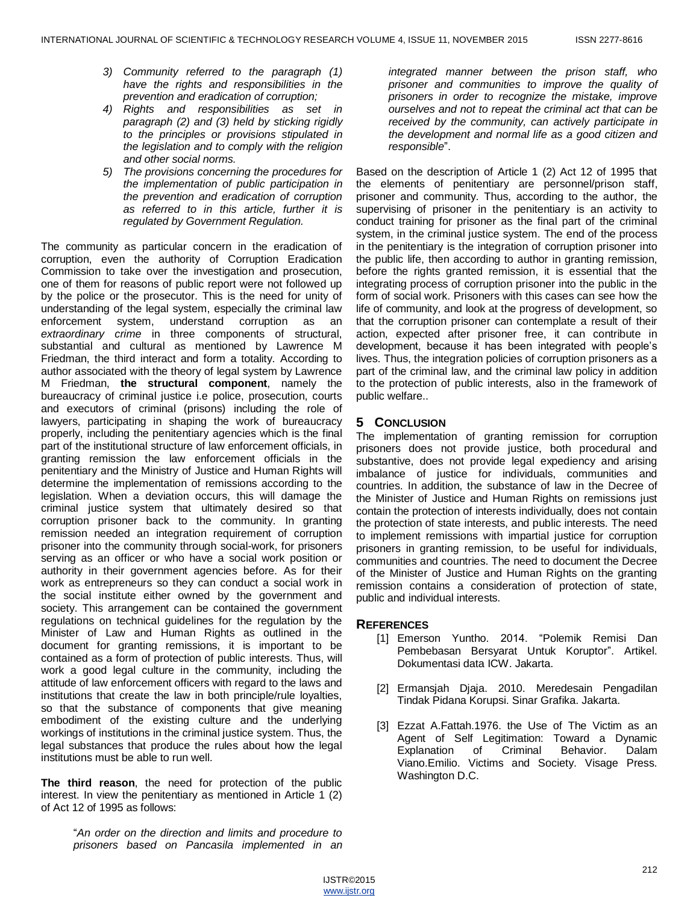3) *Community referred to the paragraph (1) have the rights and responsibilities in the prevention and eradication of corruption;*
4) *Rights and responsibilities as set in paragraph (2) and (3) held by sticking rigidly to the principles or provisions stipulated in the legislation and to comply with the religion and other social norms.*
5) *The provisions concerning the procedures for the implementation of public participation in the prevention and eradication of corruption as referred to in this article, further it is regulated by Government Regulation.*

The community as particular concern in the eradication of corruption, even the authority of Corruption Eradication Commission to take over the investigation and prosecution, one of them for reasons of public report were not followed up by the police or the prosecutor. This is the need for unity of understanding of the legal system, especially the criminal law enforcement system, understand corruption as an *extraordinary crime* in three components of structural, substantial and cultural as mentioned by Lawrence M Friedman, the third interact and form a totality. According to author associated with the theory of legal system by Lawrence M Friedman, **the structural component**, namely the bureaucracy of criminal justice i.e police, prosecution, courts and executors of criminal (prisons) including the role of lawyers, participating in shaping the work of bureaucracy properly, including the penitentiary agencies which is the final part of the institutional structure of law enforcement officials, in granting remission the law enforcement officials in the penitentiary and the Ministry of Justice and Human Rights will determine the implementation of remissions according to the legislation. When a deviation occurs, this will damage the criminal justice system that ultimately desired so that corruption prisoner back to the community. In granting remission needed an integration requirement of corruption prisoner into the community through social-work, for prisoners serving as an officer or who have a social work position or authority in their government agencies before. As for their work as entrepreneurs so they can conduct a social work in the social institute either owned by the government and society. This arrangement can be contained the government regulations on technical guidelines for the regulation by the Minister of Law and Human Rights as outlined in the document for granting remissions, it is important to be contained as a form of protection of public interests. Thus, will work a good legal culture in the community, including the attitude of law enforcement officers with regard to the laws and institutions that create the law in both principle/rule loyalties, so that the substance of components that give meaning embodiment of the existing culture and the underlying workings of institutions in the criminal justice system. Thus, the legal substances that produce the rules about how the legal institutions must be able to run well.

**The third reason**, the need for protection of the public interest. In view the penitentiary as mentioned in Article 1 (2) of Act 12 of 1995 as follows:

> "*An order on the direction and limits and procedure to prisoners based on Pancasila implemented in an integrated manner between the prison staff, who prisoner and communities to improve the quality of prisoners in order to recognize the mistake, improve ourselves and not to repeat the criminal act that can be received by the community, can actively participate in the development and normal life as a good citizen and responsible*".

Based on the description of Article 1 (2) Act 12 of 1995 that the elements of penitentiary are personnel/prison staff, prisoner and community. Thus, according to the author, the supervising of prisoner in the penitentiary is an activity to conduct training for prisoner as the final part of the criminal system, in the criminal justice system. The end of the process in the penitentiary is the integration of corruption prisoner into the public life, then according to author in granting remission, before the rights granted remission, it is essential that the integrating process of corruption prisoner into the public in the form of social work. Prisoners with this cases can see how the life of community, and look at the progress of development, so that the corruption prisoner can contemplate a result of their action, expected after prisoner free, it can contribute in development, because it has been integrated with people's lives. Thus, the integration policies of corruption prisoners as a part of the criminal law, and the criminal law policy in addition to the protection of public interests, also in the framework of public welfare..

## 5 CONCLUSION

The implementation of granting remission for corruption prisoners does not provide justice, both procedural and substantive, does not provide legal expediency and arising imbalance of justice for individuals, communities and countries. In addition, the substance of law in the Decree of the Minister of Justice and Human Rights on remissions just contain the protection of interests individually, does not contain the protection of state interests, and public interests. The need to implement remissions with impartial justice for corruption prisoners in granting remission, to be useful for individuals, communities and countries. The need to document the Decree of the Minister of Justice and Human Rights on the granting remission contains a consideration of protection of state, public and individual interests.

## REFERENCES

[1] Emerson Yuntho. 2014. "Polemik Remisi Dan Pembebasan Bersyarat Untuk Koruptor". Artikel. Dokumentasi data ICW. Jakarta.

[2] Ermansjah Djaja. 2010. Meredesain Pengadilan Tindak Pidana Korupsi. Sinar Grafika. Jakarta.

[3] Ezzat A.Fattah.1976. the Use of The Victim as an Agent of Self Legitimation: Toward a Dynamic Explanation of Criminal Behavior. Dalam Viano.Emilio. Victims and Society. Visage Press. Washington D.C.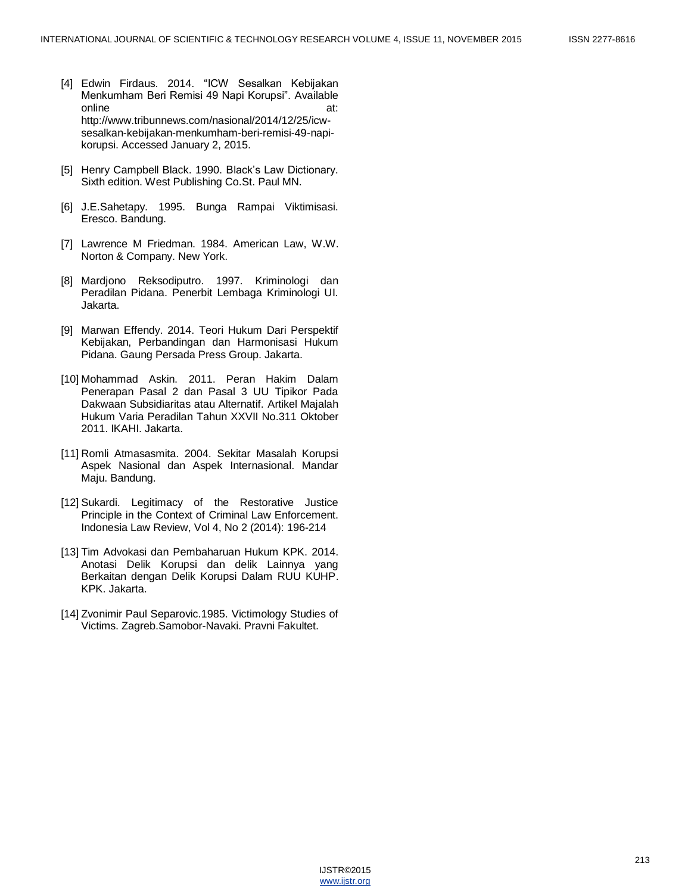[4] Edwin Firdaus. 2014. "ICW Sesalkan Kebijakan Menkumham Beri Remisi 49 Napi Korupsi". Available online at: http://www.tribunnews.com/nasional/2014/12/25/icw-sesalkan-kebijakan-menkumham-beri-remisi-49-napi-korupsi. Accessed January 2, 2015.

[5] Henry Campbell Black. 1990. Black's Law Dictionary. Sixth edition. West Publishing Co.St. Paul MN.

[6] J.E.Sahetapy. 1995. Bunga Rampai Viktimisasi. Eresco. Bandung.

[7] Lawrence M Friedman. 1984. American Law, W.W. Norton & Company. New York.

[8] Mardjono Reksodiputro. 1997. Kriminologi dan Peradilan Pidana. Penerbit Lembaga Kriminologi UI. Jakarta.

[9] Marwan Effendy. 2014. Teori Hukum Dari Perspektif Kebijakan, Perbandingan dan Harmonisasi Hukum Pidana. Gaung Persada Press Group. Jakarta.

[10] Mohammad Askin. 2011. Peran Hakim Dalam Penerapan Pasal 2 dan Pasal 3 UU Tipikor Pada Dakwaan Subsidiaritas atau Alternatif. Artikel Majalah Hukum Varia Peradilan Tahun XXVII No.311 Oktober 2011. IKAHI. Jakarta.

[11] Romli Atmasasmita. 2004. Sekitar Masalah Korupsi Aspek Nasional dan Aspek Internasional. Mandar Maju. Bandung.

[12] Sukardi. Legitimacy of the Restorative Justice Principle in the Context of Criminal Law Enforcement. Indonesia Law Review, Vol 4, No 2 (2014): 196-214

[13] Tim Advokasi dan Pembaharuan Hukum KPK. 2014. Anotasi Delik Korupsi dan delik Lainnya yang Berkaitan dengan Delik Korupsi Dalam RUU KUHP. KPK. Jakarta.

[14] Zvonimir Paul Separovic.1985. Victimology Studies of Victims. Zagreb.Samobor-Navaki. Pravni Fakultet.